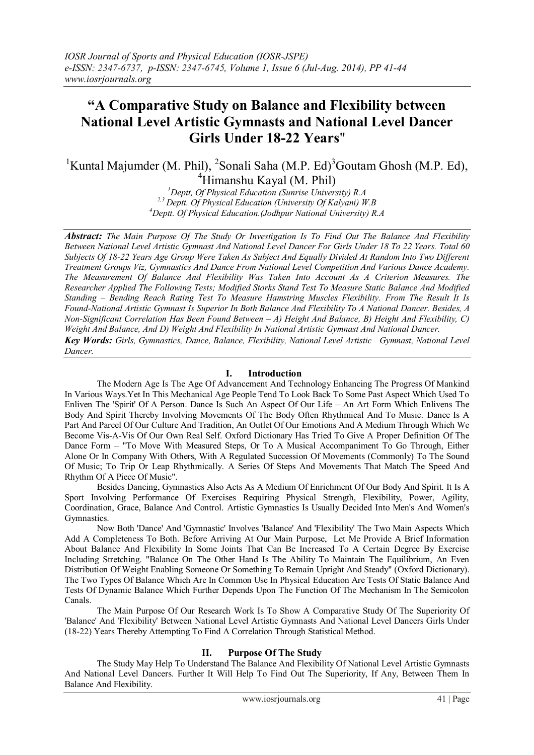# "A Comparative Study on Balance and Flexibility between National Level Artistic Gymnasts and National Level Dancer Girls Under 18-22 Years"

[1]Kuntal Majumder (M. Phil), [2]Sonali Saha (M.P. Ed)[3]Goutam Ghosh (M.P. Ed), [4]Himanshu Kayal (M. Phil)

[1]Deptt, Of Physical Education (Sunrise University) R.A
[2,3] Deptt. Of Physical Education (University Of Kalyani) W.B
[4]Deptt. Of Physical Education.(Jodhpur National University) R.A

***Abstract:*** *The Main Purpose Of The Study Or Investigation Is To Find Out The Balance And Flexibility Between National Level Artistic Gymnast And National Level Dancer For Girls Under 18 To 22 Years. Total 60 Subjects Of 18-22 Years Age Group Were Taken As Subject And Equally Divided At Random Into Two Different Treatment Groups Viz, Gymnastics And Dance From National Level Competition And Various Dance Academy. The Measurement Of Balance And Flexibility Was Taken Into Account As A Criterion Measures. The Researcher Applied The Following Tests; Modified Storks Stand Test To Measure Static Balance And Modified Standing – Bending Reach Rating Test To Measure Hamstring Muscles Flexibility. From The Result It Is Found-National Artistic Gymnast Is Superior In Both Balance And Flexibility To A National Dancer. Besides, A Non-Significant Correlation Has Been Found Between – A) Height And Balance, B) Height And Flexibility, C) Weight And Balance, And D) Weight And Flexibility In National Artistic Gymnast And National Dancer.*

***Key Words:*** *Girls, Gymnastics, Dance, Balance, Flexibility, National Level Artistic Gymnast, National Level Dancer.*

## I. Introduction

The Modern Age Is The Age Of Advancement And Technology Enhancing The Progress Of Mankind In Various Ways.Yet In This Mechanical Age People Tend To Look Back To Some Past Aspect Which Used To Enliven The 'Spirit' Of A Person. Dance Is Such An Aspect Of Our Life – An Art Form Which Enlivens The Body And Spirit Thereby Involving Movements Of The Body Often Rhythmical And To Music. Dance Is A Part And Parcel Of Our Culture And Tradition, An Outlet Of Our Emotions And A Medium Through Which We Become Vis-A-Vis Of Our Own Real Self. Oxford Dictionary Has Tried To Give A Proper Definition Of The Dance Form – "To Move With Measured Steps, Or To A Musical Accompaniment To Go Through, Either Alone Or In Company With Others, With A Regulated Succession Of Movements (Commonly) To The Sound Of Music; To Trip Or Leap Rhythmically. A Series Of Steps And Movements That Match The Speed And Rhythm Of A Piece Of Music".

Besides Dancing, Gymnastics Also Acts As A Medium Of Enrichment Of Our Body And Spirit. It Is A Sport Involving Performance Of Exercises Requiring Physical Strength, Flexibility, Power, Agility, Coordination, Grace, Balance And Control. Artistic Gymnastics Is Usually Decided Into Men's And Women's Gymnastics.

Now Both 'Dance' And 'Gymnastic' Involves 'Balance' And 'Flexibility' The Two Main Aspects Which Add A Completeness To Both. Before Arriving At Our Main Purpose, Let Me Provide A Brief Information About Balance And Flexibility In Some Joints That Can Be Increased To A Certain Degree By Exercise Including Stretching. "Balance On The Other Hand Is The Ability To Maintain The Equilibrium, An Even Distribution Of Weight Enabling Someone Or Something To Remain Upright And Steady" (Oxford Dictionary). The Two Types Of Balance Which Are In Common Use In Physical Education Are Tests Of Static Balance And Tests Of Dynamic Balance Which Further Depends Upon The Function Of The Mechanism In The Semicolon Canals.

The Main Purpose Of Our Research Work Is To Show A Comparative Study Of The Superiority Of 'Balance' And 'Flexibility' Between National Level Artistic Gymnasts And National Level Dancers Girls Under (18-22) Years Thereby Attempting To Find A Correlation Through Statistical Method.

## II. Purpose Of The Study

The Study May Help To Understand The Balance And Flexibility Of National Level Artistic Gymnasts And National Level Dancers. Further It Will Help To Find Out The Superiority, If Any, Between Them In Balance And Flexibility.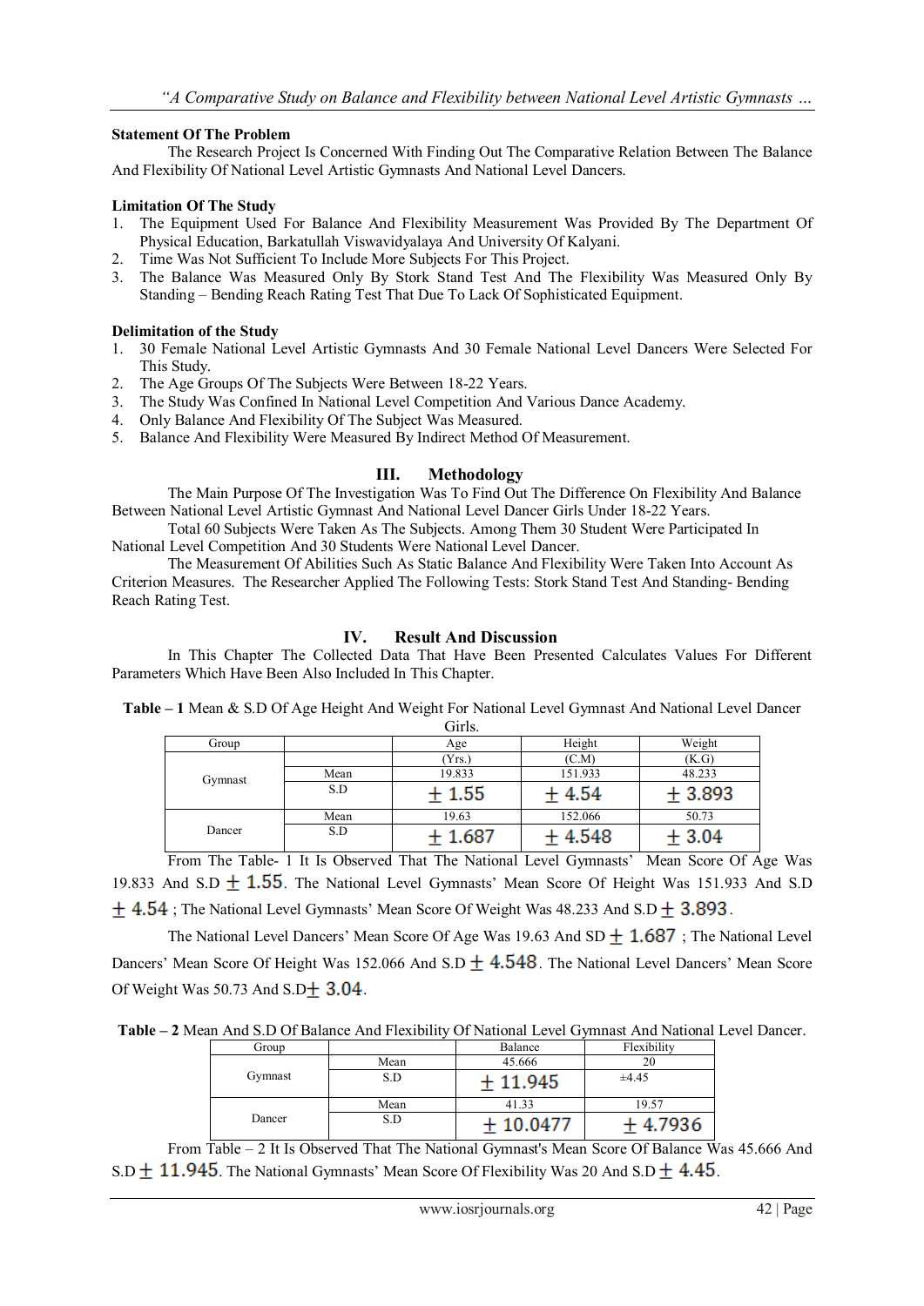**Statement Of The Problem**

The Research Project Is Concerned With Finding Out The Comparative Relation Between The Balance And Flexibility Of National Level Artistic Gymnasts And National Level Dancers.

**Limitation Of The Study**

1. The Equipment Used For Balance And Flexibility Measurement Was Provided By The Department Of Physical Education, Barkatullah Viswavidyalaya And University Of Kalyani.
2. Time Was Not Sufficient To Include More Subjects For This Project.
3. The Balance Was Measured Only By Stork Stand Test And The Flexibility Was Measured Only By Standing – Bending Reach Rating Test That Due To Lack Of Sophisticated Equipment.

**Delimitation of the Study**

1. 30 Female National Level Artistic Gymnasts And 30 Female National Level Dancers Were Selected For This Study.
2. The Age Groups Of The Subjects Were Between 18-22 Years.
3. The Study Was Confined In National Level Competition And Various Dance Academy.
4. Only Balance And Flexibility Of The Subject Was Measured.
5. Balance And Flexibility Were Measured By Indirect Method Of Measurement.

## III. Methodology

The Main Purpose Of The Investigation Was To Find Out The Difference On Flexibility And Balance Between National Level Artistic Gymnast And National Level Dancer Girls Under 18-22 Years.

Total 60 Subjects Were Taken As The Subjects. Among Them 30 Student Were Participated In National Level Competition And 30 Students Were National Level Dancer.

The Measurement Of Abilities Such As Static Balance And Flexibility Were Taken Into Account As Criterion Measures. The Researcher Applied The Following Tests: Stork Stand Test And Standing- Bending Reach Rating Test.

## IV. Result And Discussion

In This Chapter The Collected Data That Have Been Presented Calculates Values For Different Parameters Which Have Been Also Included In This Chapter.

**Table – 1** Mean & S.D Of Age Height And Weight For National Level Gymnast And National Level Dancer Girls.

| Group | | Age (Yrs.) | Height (C.M) | Weight (K.G) |
|---|---|---|---|---|
| Gymnast | Mean | 19.833 | 151.933 | 48.233 |
| | S.D | ± 1.55 | ± 4.54 | ± 3.893 |
| Dancer | Mean | 19.63 | 152.066 | 50.73 |
| | S.D | ± 1.687 | ± 4.548 | ± 3.04 |

From The Table- 1 It Is Observed That The National Level Gymnasts' Mean Score Of Age Was 19.833 And S.D ± 1.55. The National Level Gymnasts' Mean Score Of Height Was 151.933 And S.D ± 4.54 ; The National Level Gymnasts' Mean Score Of Weight Was 48.233 And S.D ± 3.893.

The National Level Dancers' Mean Score Of Age Was 19.63 And SD ± 1.687 ; The National Level Dancers' Mean Score Of Height Was 152.066 And S.D ± 4.548. The National Level Dancers' Mean Score Of Weight Was 50.73 And S.D± 3.04.

**Table – 2** Mean And S.D Of Balance And Flexibility Of National Level Gymnast And National Level Dancer.

| Group | | Balance | Flexibility |
|---|---|---|---|
| Gymnast | Mean | 45.666 | 20 |
| | S.D | ± 11.945 | ±4.45 |
| Dancer | Mean | 41.33 | 19.57 |
| | S.D | ± 10.0477 | ± 4.7936 |

From Table – 2 It Is Observed That The National Gymnast's Mean Score Of Balance Was 45.666 And S.D ± 11.945. The National Gymnasts' Mean Score Of Flexibility Was 20 And S.D ± 4.45.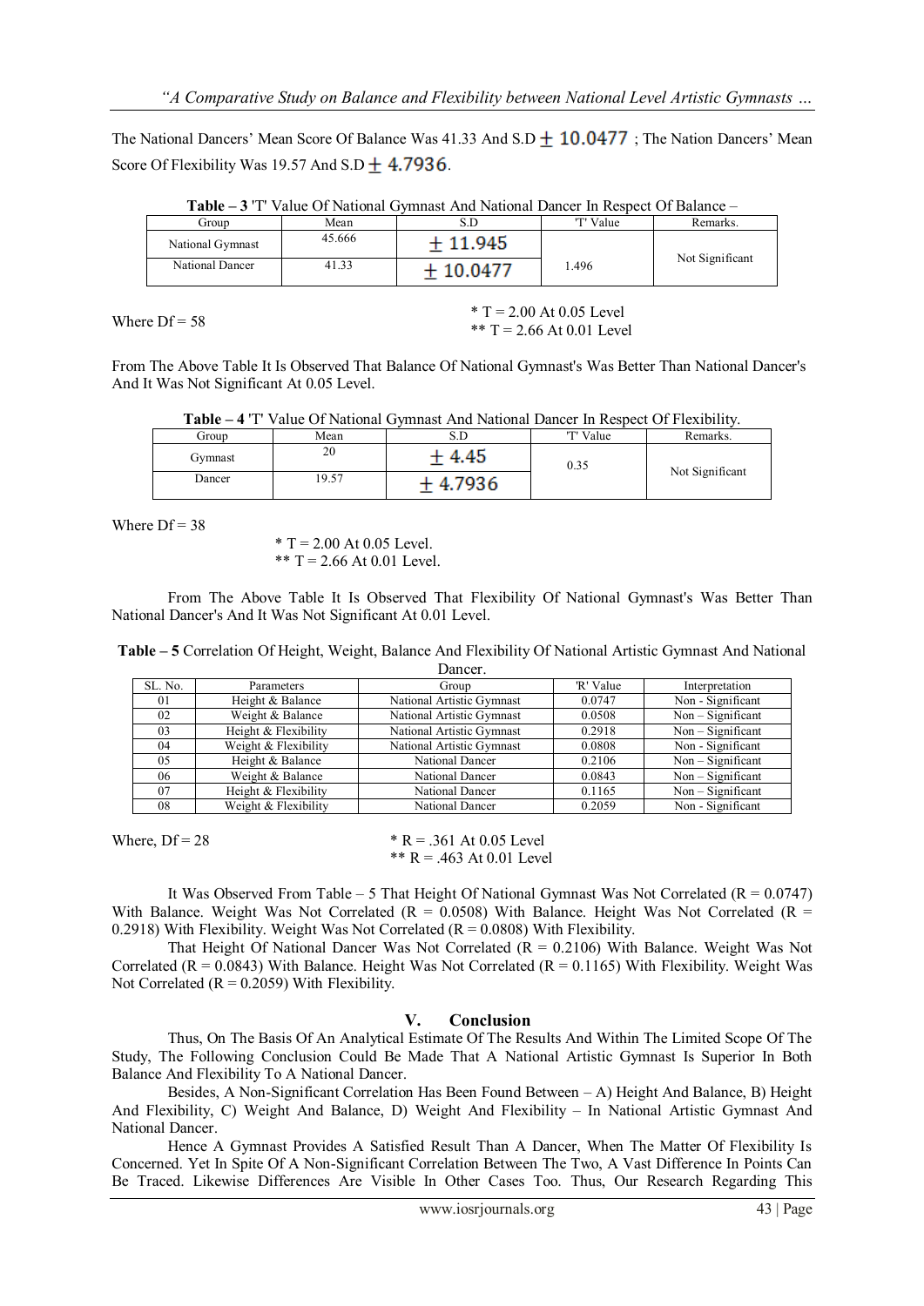The National Dancers' Mean Score Of Balance Was 41.33 And S.D $\pm$ 10.0477 ; The Nation Dancers' Mean Score Of Flexibility Was 19.57 And S.D $\pm$ 4.7936.

**Table – 3** 'T' Value Of National Gymnast And National Dancer In Respect Of Balance –

| Group | Mean | S.D | 'T' Value | Remarks. |
|---|---|---|---|---|
| National Gymnast | 45.666 | $\pm$ 11.945 | 1.496 | Not Significant |
| National Dancer | 41.33 | $\pm$ 10.0477 | | |

Where Df = 58

\* T = 2.00 At 0.05 Level
\*\* T = 2.66 At 0.01 Level

From The Above Table It Is Observed That Balance Of National Gymnast's Was Better Than National Dancer's And It Was Not Significant At 0.05 Level.

**Table – 4** 'T' Value Of National Gymnast And National Dancer In Respect Of Flexibility.

| Group | Mean | S.D | 'T' Value | Remarks. |
|---|---|---|---|---|
| Gymnast | 20 | $\pm$ 4.45 | 0.35 | Not Significant |
| Dancer | 19.57 | $\pm$ 4.7936 | | |

Where Df = 38

\* T = 2.00 At 0.05 Level.
\*\* T = 2.66 At 0.01 Level.

From The Above Table It Is Observed That Flexibility Of National Gymnast's Was Better Than National Dancer's And It Was Not Significant At 0.01 Level.

**Table – 5** Correlation Of Height, Weight, Balance And Flexibility Of National Artistic Gymnast And National Dancer.

| SL. No. | Parameters | Group | 'R' Value | Interpretation |
|---|---|---|---|---|
| 01 | Height & Balance | National Artistic Gymnast | 0.0747 | Non - Significant |
| 02 | Weight & Balance | National Artistic Gymnast | 0.0508 | Non – Significant |
| 03 | Height & Flexibility | National Artistic Gymnast | 0.2918 | Non – Significant |
| 04 | Weight & Flexibility | National Artistic Gymnast | 0.0808 | Non - Significant |
| 05 | Height & Balance | National Dancer | 0.2106 | Non – Significant |
| 06 | Weight & Balance | National Dancer | 0.0843 | Non – Significant |
| 07 | Height & Flexibility | National Dancer | 0.1165 | Non – Significant |
| 08 | Weight & Flexibility | National Dancer | 0.2059 | Non - Significant |

Where, Df = 28

\* R = .361 At 0.05 Level
\*\* R = .463 At 0.01 Level

It Was Observed From Table – 5 That Height Of National Gymnast Was Not Correlated (R = 0.0747) With Balance. Weight Was Not Correlated (R = 0.0508) With Balance. Height Was Not Correlated (R = 0.2918) With Flexibility. Weight Was Not Correlated (R = 0.0808) With Flexibility.

That Height Of National Dancer Was Not Correlated (R = 0.2106) With Balance. Weight Was Not Correlated (R = 0.0843) With Balance. Height Was Not Correlated (R = 0.1165) With Flexibility. Weight Was Not Correlated (R = 0.2059) With Flexibility.

## V. Conclusion

Thus, On The Basis Of An Analytical Estimate Of The Results And Within The Limited Scope Of The Study, The Following Conclusion Could Be Made That A National Artistic Gymnast Is Superior In Both Balance And Flexibility To A National Dancer.

Besides, A Non-Significant Correlation Has Been Found Between – A) Height And Balance, B) Height And Flexibility, C) Weight And Balance, D) Weight And Flexibility – In National Artistic Gymnast And National Dancer.

Hence A Gymnast Provides A Satisfied Result Than A Dancer, When The Matter Of Flexibility Is Concerned. Yet In Spite Of A Non-Significant Correlation Between The Two, A Vast Difference In Points Can Be Traced. Likewise Differences Are Visible In Other Cases Too. Thus, Our Research Regarding This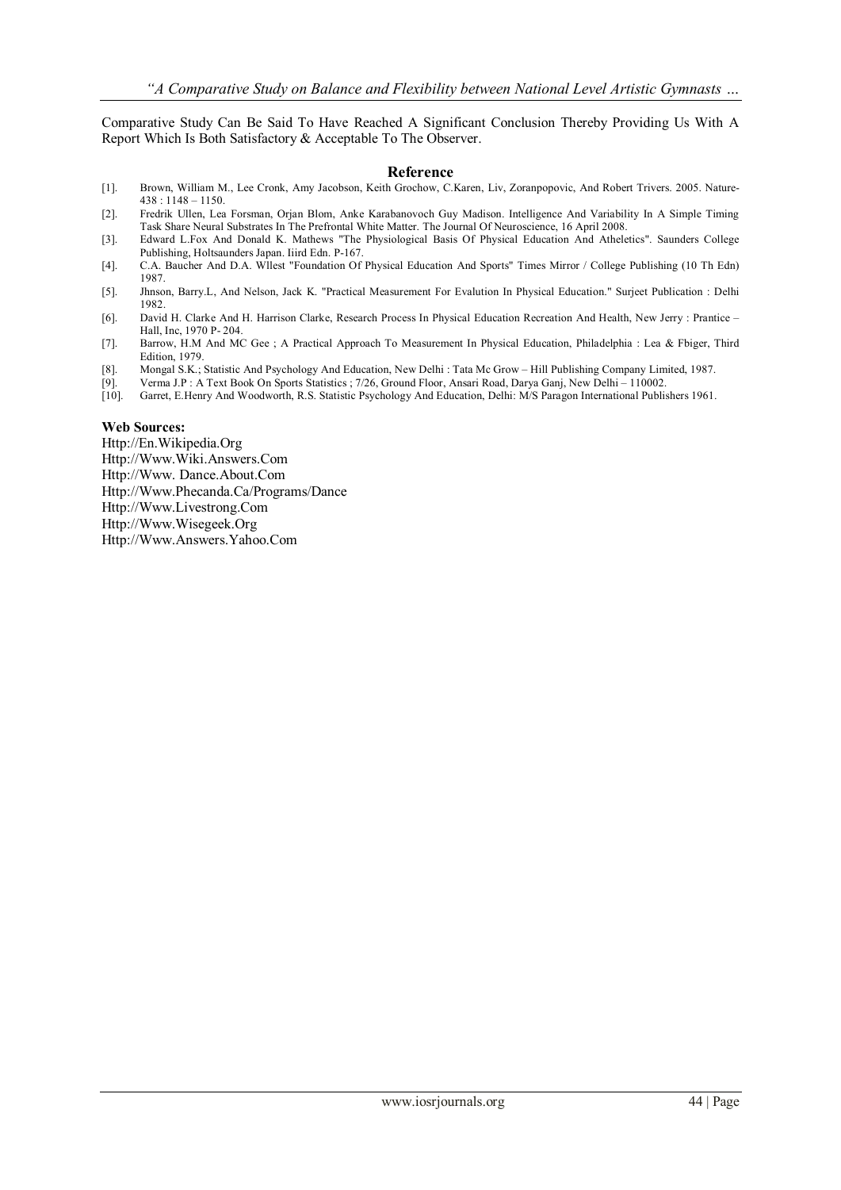Comparative Study Can Be Said To Have Reached A Significant Conclusion Thereby Providing Us With A Report Which Is Both Satisfactory & Acceptable To The Observer.

## Reference

[1]. Brown, William M., Lee Cronk, Amy Jacobson, Keith Grochow, C.Karen, Liv, Zoranpopovic, And Robert Trivers. 2005. Nature-438 : 1148 – 1150.

[2]. Fredrik Ullen, Lea Forsman, Orjan Blom, Anke Karabanovoch Guy Madison. Intelligence And Variability In A Simple Timing Task Share Neural Substrates In The Prefrontal White Matter. The Journal Of Neuroscience, 16 April 2008.

[3]. Edward L.Fox And Donald K. Mathews "The Physiological Basis Of Physical Education And Atheletics". Saunders College Publishing, Holtsaunders Japan. Iiird Edn. P-167.

[4]. C.A. Baucher And D.A. Wllest "Foundation Of Physical Education And Sports" Times Mirror / College Publishing (10 Th Edn) 1987.

[5]. Jhnson, Barry.L, And Nelson, Jack K. "Practical Measurement For Evalution In Physical Education." Surjeet Publication : Delhi 1982.

[6]. David H. Clarke And H. Harrison Clarke, Research Process In Physical Education Recreation And Health, New Jerry : Prantice – Hall, Inc, 1970 P- 204.

[7]. Barrow, H.M And MC Gee ; A Practical Approach To Measurement In Physical Education, Philadelphia : Lea & Fbiger, Third Edition, 1979.

[8]. Mongal S.K.; Statistic And Psychology And Education, New Delhi : Tata Mc Grow – Hill Publishing Company Limited, 1987.

[9]. Verma J.P : A Text Book On Sports Statistics ; 7/26, Ground Floor, Ansari Road, Darya Ganj, New Delhi – 110002.

[10]. Garret, E.Henry And Woodworth, R.S. Statistic Psychology And Education, Delhi: M/S Paragon International Publishers 1961.

**Web Sources:**

Http://En.Wikipedia.Org
Http://Www.Wiki.Answers.Com
Http://Www. Dance.About.Com
Http://Www.Phecanda.Ca/Programs/Dance
Http://Www.Livestrong.Com
Http://Www.Wisegeek.Org
Http://Www.Answers.Yahoo.Com